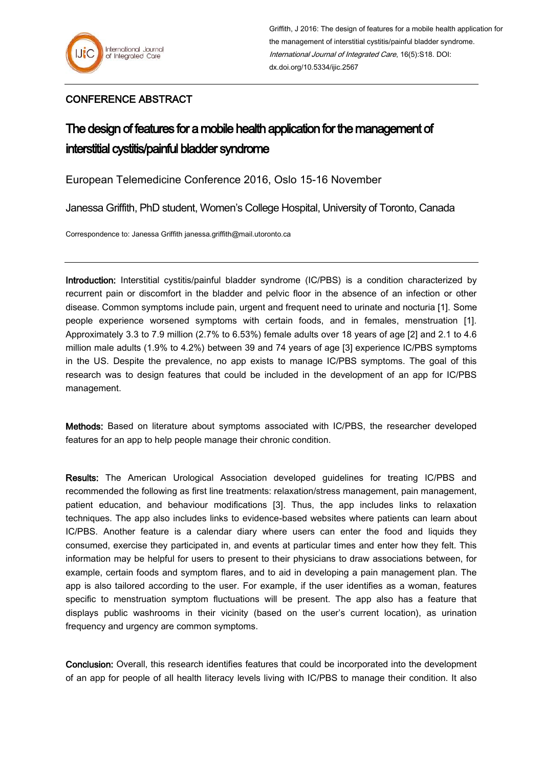Griffith, J 2016: The design of features for a mobile health application for the management of interstitial cystitis/painful bladder syndrome. *International Journal of Integrated Care*, 16(5):S18. DOI: dx.doi.org/10.5334/ijic.2567

CONFERENCE ABSTRACT

# The design of features for a mobile health application for the management of interstitial cystitis/painful bladder syndrome

European Telemedicine Conference 2016, Oslo 15-16 November

Janessa Griffith, PhD student, Women's College Hospital, University of Toronto, Canada

Correspondence to: Janessa Griffith janessa.griffith@mail.utoronto.ca

---

**Introduction:** Interstitial cystitis/painful bladder syndrome (IC/PBS) is a condition characterized by recurrent pain or discomfort in the bladder and pelvic floor in the absence of an infection or other disease. Common symptoms include pain, urgent and frequent need to urinate and nocturia [1]. Some people experience worsened symptoms with certain foods, and in females, menstruation [1]. Approximately 3.3 to 7.9 million (2.7% to 6.53%) female adults over 18 years of age [2] and 2.1 to 4.6 million male adults (1.9% to 4.2%) between 39 and 74 years of age [3] experience IC/PBS symptoms in the US. Despite the prevalence, no app exists to manage IC/PBS symptoms. The goal of this research was to design features that could be included in the development of an app for IC/PBS management.

**Methods:** Based on literature about symptoms associated with IC/PBS, the researcher developed features for an app to help people manage their chronic condition.

**Results:** The American Urological Association developed guidelines for treating IC/PBS and recommended the following as first line treatments: relaxation/stress management, pain management, patient education, and behaviour modifications [3]. Thus, the app includes links to relaxation techniques. The app also includes links to evidence-based websites where patients can learn about IC/PBS. Another feature is a calendar diary where users can enter the food and liquids they consumed, exercise they participated in, and events at particular times and enter how they felt. This information may be helpful for users to present to their physicians to draw associations between, for example, certain foods and symptom flares, and to aid in developing a pain management plan. The app is also tailored according to the user. For example, if the user identifies as a woman, features specific to menstruation symptom fluctuations will be present. The app also has a feature that displays public washrooms in their vicinity (based on the user's current location), as urination frequency and urgency are common symptoms.

**Conclusion:** Overall, this research identifies features that could be incorporated into the development of an app for people of all health literacy levels living with IC/PBS to manage their condition. It also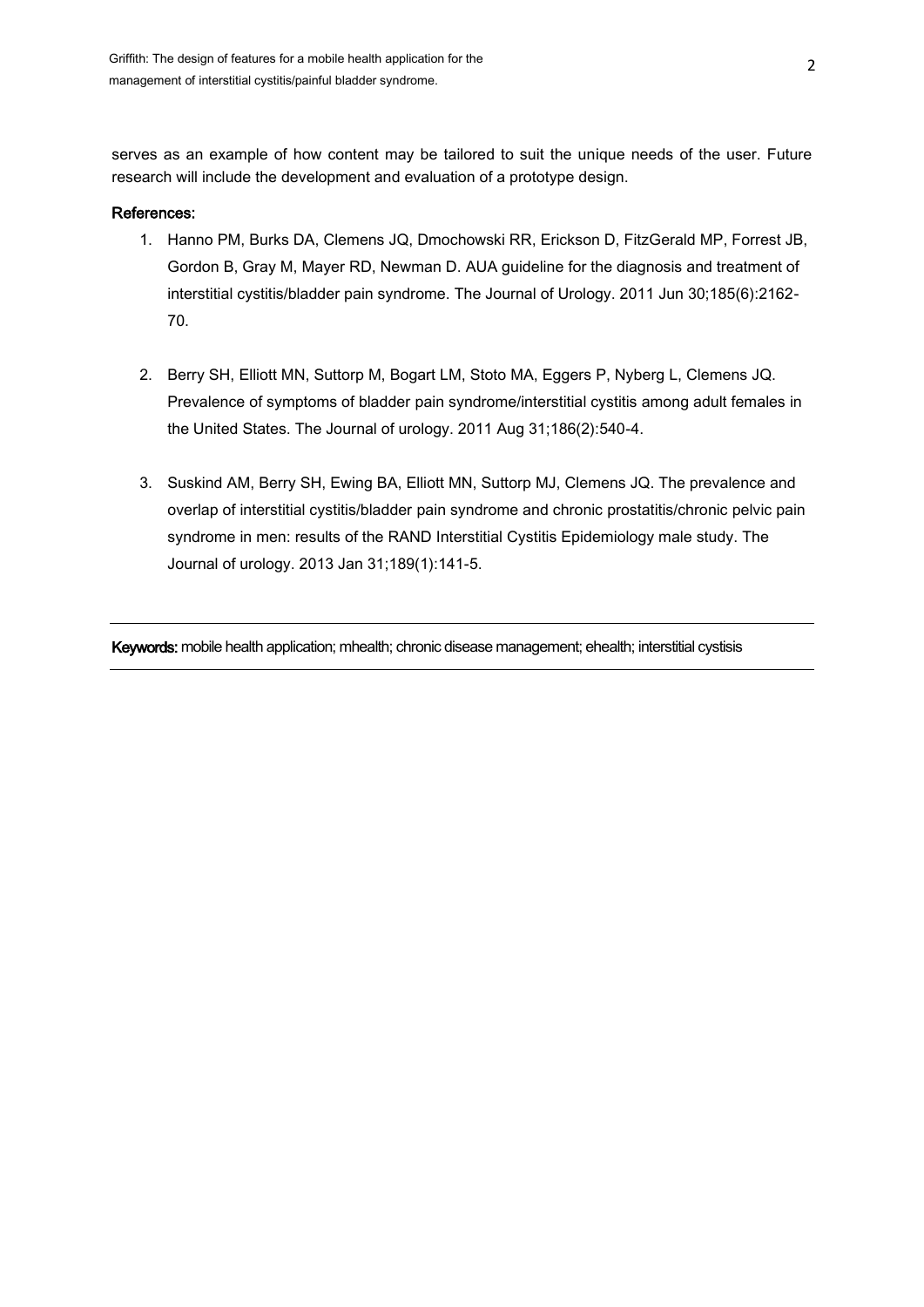serves as an example of how content may be tailored to suit the unique needs of the user. Future research will include the development and evaluation of a prototype design.

**References:**

1. Hanno PM, Burks DA, Clemens JQ, Dmochowski RR, Erickson D, FitzGerald MP, Forrest JB, Gordon B, Gray M, Mayer RD, Newman D. AUA guideline for the diagnosis and treatment of interstitial cystitis/bladder pain syndrome. The Journal of Urology. 2011 Jun 30;185(6):2162-70.

2. Berry SH, Elliott MN, Suttorp M, Bogart LM, Stoto MA, Eggers P, Nyberg L, Clemens JQ. Prevalence of symptoms of bladder pain syndrome/interstitial cystitis among adult females in the United States. The Journal of urology. 2011 Aug 31;186(2):540-4.

3. Suskind AM, Berry SH, Ewing BA, Elliott MN, Suttorp MJ, Clemens JQ. The prevalence and overlap of interstitial cystitis/bladder pain syndrome and chronic prostatitis/chronic pelvic pain syndrome in men: results of the RAND Interstitial Cystitis Epidemiology male study. The Journal of urology. 2013 Jan 31;189(1):141-5.

---

**Keywords:** mobile health application; mhealth; chronic disease management; ehealth; interstitial cystisis

---